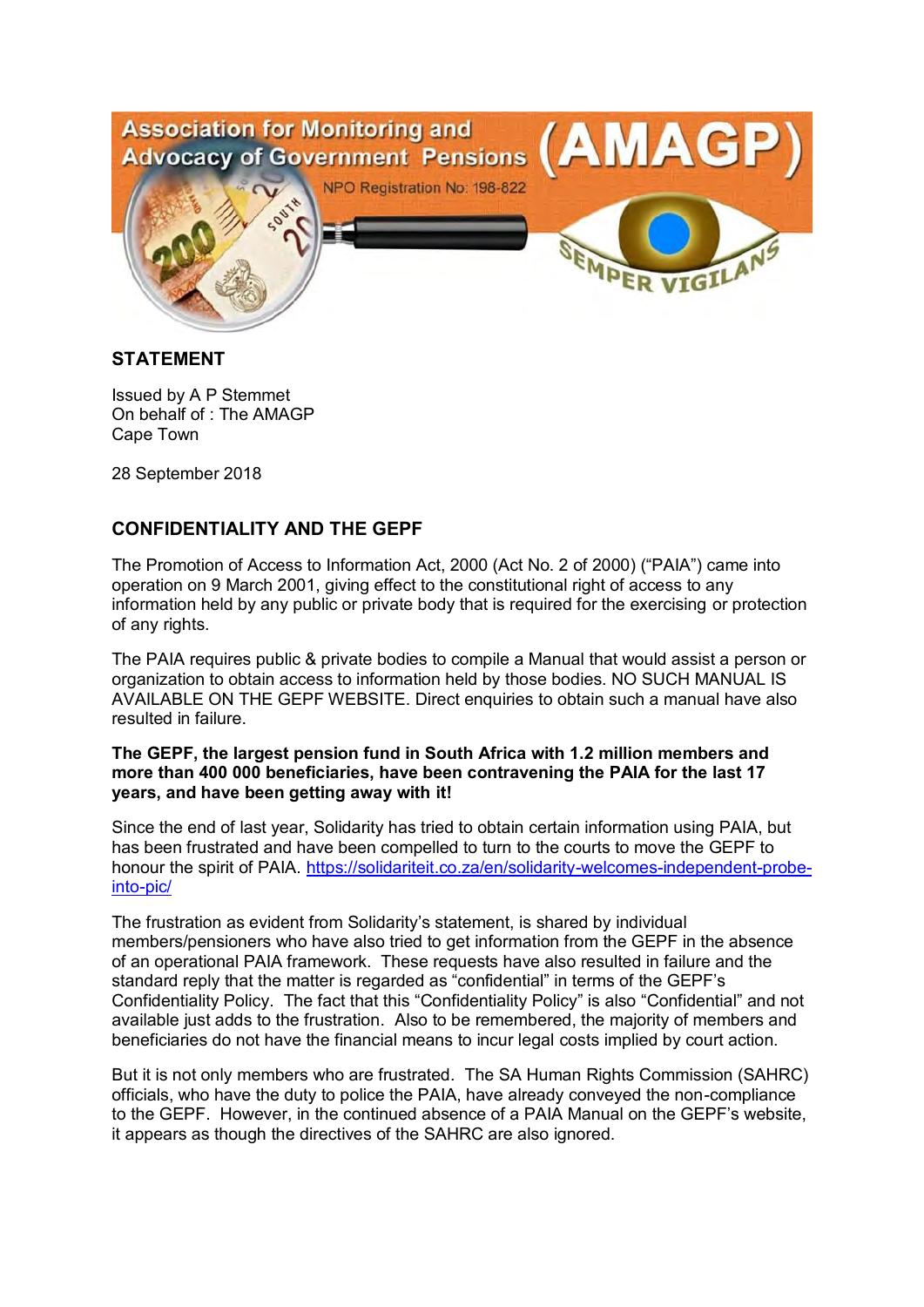Association for Monitoring and Advocacy of Government Pensions (AMAGP)

NPO Registration No: 198-822

SEMPER VIGILANS

## STATEMENT

Issued by A P Stemmet
On behalf of : The AMAGP
Cape Town

28 September 2018

## CONFIDENTIALITY AND THE GEPF

The Promotion of Access to Information Act, 2000 (Act No. 2 of 2000) ("PAIA") came into operation on 9 March 2001, giving effect to the constitutional right of access to any information held by any public or private body that is required for the exercising or protection of any rights.

The PAIA requires public & private bodies to compile a Manual that would assist a person or organization to obtain access to information held by those bodies. NO SUCH MANUAL IS AVAILABLE ON THE GEPF WEBSITE. Direct enquiries to obtain such a manual have also resulted in failure.

**The GEPF, the largest pension fund in South Africa with 1.2 million members and more than 400 000 beneficiaries, have been contravening the PAIA for the last 17 years, and have been getting away with it!**

Since the end of last year, Solidarity has tried to obtain certain information using PAIA, but has been frustrated and have been compelled to turn to the courts to move the GEPF to honour the spirit of PAIA. https://solidariteit.co.za/en/solidarity-welcomes-independent-probe-into-pic/

The frustration as evident from Solidarity's statement, is shared by individual members/pensioners who have also tried to get information from the GEPF in the absence of an operational PAIA framework. These requests have also resulted in failure and the standard reply that the matter is regarded as "confidential" in terms of the GEPF's Confidentiality Policy. The fact that this "Confidentiality Policy" is also "Confidential" and not available just adds to the frustration. Also to be remembered, the majority of members and beneficiaries do not have the financial means to incur legal costs implied by court action.

But it is not only members who are frustrated. The SA Human Rights Commission (SAHRC) officials, who have the duty to police the PAIA, have already conveyed the non-compliance to the GEPF. However, in the continued absence of a PAIA Manual on the GEPF's website, it appears as though the directives of the SAHRC are also ignored.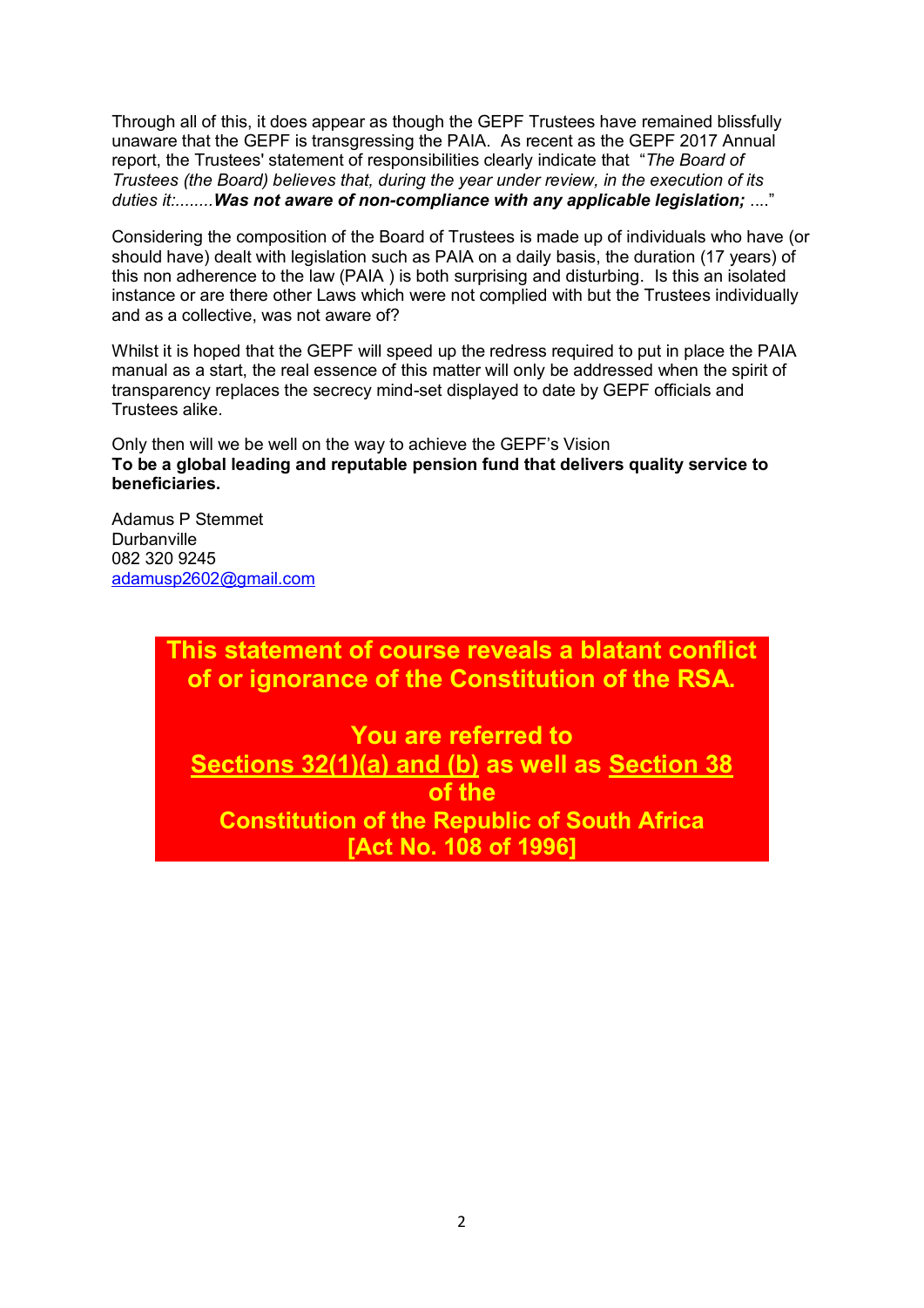Through all of this, it does appear as though the GEPF Trustees have remained blissfully unaware that the GEPF is transgressing the PAIA. As recent as the GEPF 2017 Annual report, the Trustees' statement of responsibilities clearly indicate that "*The Board of Trustees (the Board) believes that, during the year under review, in the execution of its duties it:........* ***Was not aware of non-compliance with any applicable legislation;*** ...."

Considering the composition of the Board of Trustees is made up of individuals who have (or should have) dealt with legislation such as PAIA on a daily basis, the duration (17 years) of this non adherence to the law (PAIA ) is both surprising and disturbing. Is this an isolated instance or are there other Laws which were not complied with but the Trustees individually and as a collective, was not aware of?

Whilst it is hoped that the GEPF will speed up the redress required to put in place the PAIA manual as a start, the real essence of this matter will only be addressed when the spirit of transparency replaces the secrecy mind-set displayed to date by GEPF officials and Trustees alike.

Only then will we be well on the way to achieve the GEPF's Vision
**To be a global leading and reputable pension fund that delivers quality service to beneficiaries.**

Adamus P Stemmet
Durbanville
082 320 9245
adamusp2602@gmail.com

**This statement of course reveals a blatant conflict of or ignorance of the Constitution of the RSA.**

**You are referred to**
**<u>Sections 32(1)(a) and (b)</u> as well as <u>Section 38</u>**
**of the**
**Constitution of the Republic of South Africa**
**[Act No. 108 of 1996]**